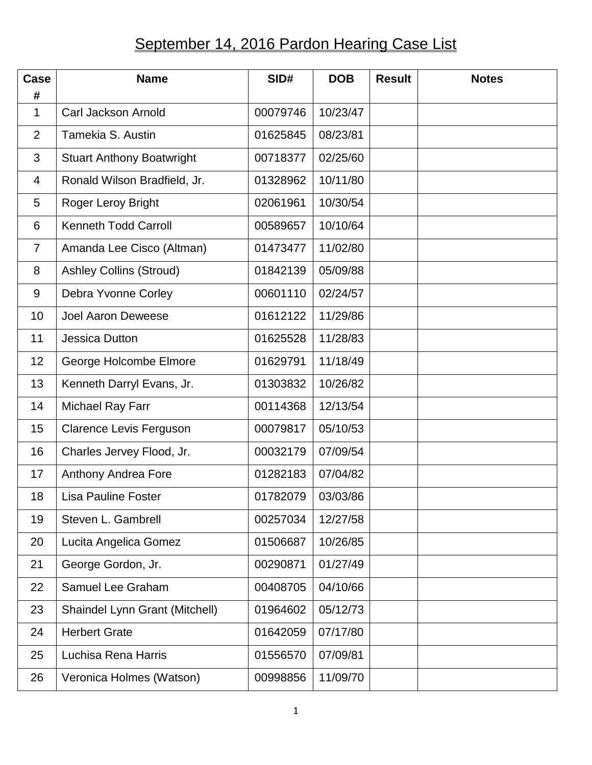# September 14, 2016 Pardon Hearing Case List

| Case # | Name | SID# | DOB | Result | Notes |
|---|---|---|---|---|---|
| 1 | Carl Jackson Arnold | 00079746 | 10/23/47 | | |
| 2 | Tamekia S. Austin | 01625845 | 08/23/81 | | |
| 3 | Stuart Anthony Boatwright | 00718377 | 02/25/60 | | |
| 4 | Ronald Wilson Bradfield, Jr. | 01328962 | 10/11/80 | | |
| 5 | Roger Leroy Bright | 02061961 | 10/30/54 | | |
| 6 | Kenneth Todd Carroll | 00589657 | 10/10/64 | | |
| 7 | Amanda Lee Cisco (Altman) | 01473477 | 11/02/80 | | |
| 8 | Ashley Collins (Stroud) | 01842139 | 05/09/88 | | |
| 9 | Debra Yvonne Corley | 00601110 | 02/24/57 | | |
| 10 | Joel Aaron Deweese | 01612122 | 11/29/86 | | |
| 11 | Jessica Dutton | 01625528 | 11/28/83 | | |
| 12 | George Holcombe Elmore | 01629791 | 11/18/49 | | |
| 13 | Kenneth Darryl Evans, Jr. | 01303832 | 10/26/82 | | |
| 14 | Michael Ray Farr | 00114368 | 12/13/54 | | |
| 15 | Clarence Levis Ferguson | 00079817 | 05/10/53 | | |
| 16 | Charles Jervey Flood, Jr. | 00032179 | 07/09/54 | | |
| 17 | Anthony Andrea Fore | 01282183 | 07/04/82 | | |
| 18 | Lisa Pauline Foster | 01782079 | 03/03/86 | | |
| 19 | Steven L. Gambrell | 00257034 | 12/27/58 | | |
| 20 | Lucita Angelica Gomez | 01506687 | 10/26/85 | | |
| 21 | George Gordon, Jr. | 00290871 | 01/27/49 | | |
| 22 | Samuel Lee Graham | 00408705 | 04/10/66 | | |
| 23 | Shaindel Lynn Grant (Mitchell) | 01964602 | 05/12/73 | | |
| 24 | Herbert Grate | 01642059 | 07/17/80 | | |
| 25 | Luchisa Rena Harris | 01556570 | 07/09/81 | | |
| 26 | Veronica Holmes (Watson) | 00998856 | 11/09/70 | | |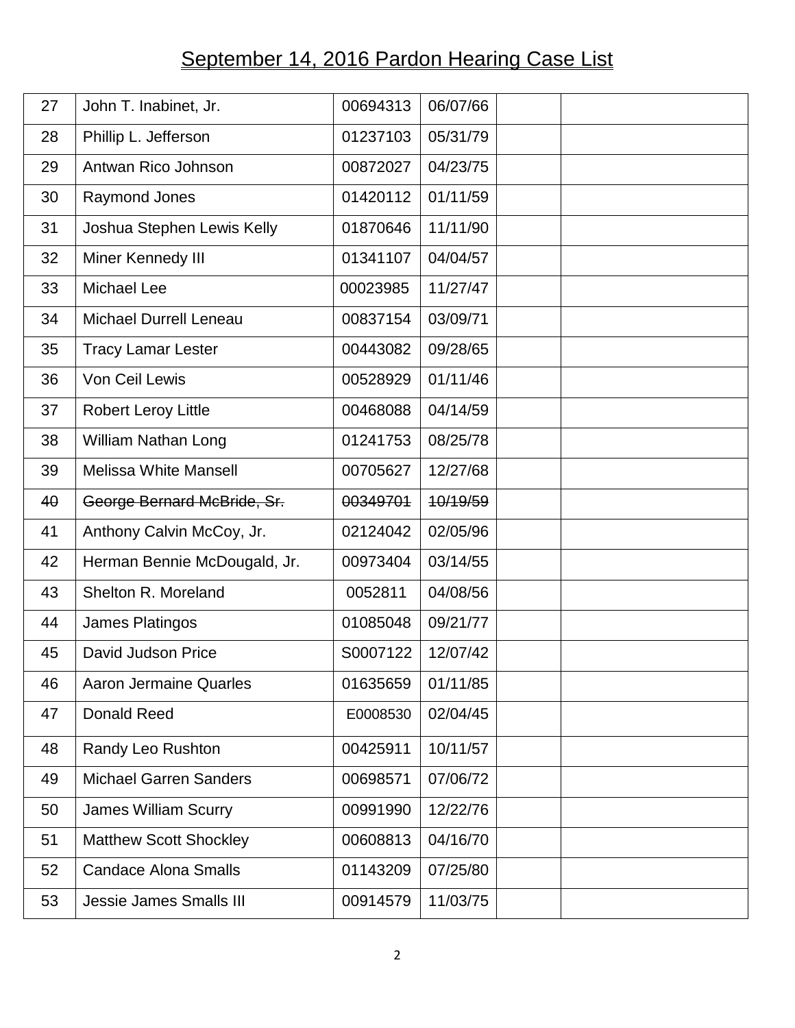# September 14, 2016 Pardon Hearing Case List

| | | | | | |
|---|---|---|---|---|---|
| 27 | John T. Inabinet, Jr. | 00694313 | 06/07/66 | | |
| 28 | Phillip L. Jefferson | 01237103 | 05/31/79 | | |
| 29 | Antwan Rico Johnson | 00872027 | 04/23/75 | | |
| 30 | Raymond Jones | 01420112 | 01/11/59 | | |
| 31 | Joshua Stephen Lewis Kelly | 01870646 | 11/11/90 | | |
| 32 | Miner Kennedy III | 01341107 | 04/04/57 | | |
| 33 | Michael Lee | 00023985 | 11/27/47 | | |
| 34 | Michael Durrell Leneau | 00837154 | 03/09/71 | | |
| 35 | Tracy Lamar Lester | 00443082 | 09/28/65 | | |
| 36 | Von Ceil Lewis | 00528929 | 01/11/46 | | |
| 37 | Robert Leroy Little | 00468088 | 04/14/59 | | |
| 38 | William Nathan Long | 01241753 | 08/25/78 | | |
| 39 | Melissa White Mansell | 00705627 | 12/27/68 | | |
| ~~40~~ | ~~George Bernard McBride, Sr.~~ | ~~00349701~~ | ~~10/19/59~~ | | |
| 41 | Anthony Calvin McCoy, Jr. | 02124042 | 02/05/96 | | |
| 42 | Herman Bennie McDougald, Jr. | 00973404 | 03/14/55 | | |
| 43 | Shelton R. Moreland | 0052811 | 04/08/56 | | |
| 44 | James Platingos | 01085048 | 09/21/77 | | |
| 45 | David Judson Price | S0007122 | 12/07/42 | | |
| 46 | Aaron Jermaine Quarles | 01635659 | 01/11/85 | | |
| 47 | Donald Reed | E0008530 | 02/04/45 | | |
| 48 | Randy Leo Rushton | 00425911 | 10/11/57 | | |
| 49 | Michael Garren Sanders | 00698571 | 07/06/72 | | |
| 50 | James William Scurry | 00991990 | 12/22/76 | | |
| 51 | Matthew Scott Shockley | 00608813 | 04/16/70 | | |
| 52 | Candace Alona Smalls | 01143209 | 07/25/80 | | |
| 53 | Jessie James Smalls III | 00914579 | 11/03/75 | | |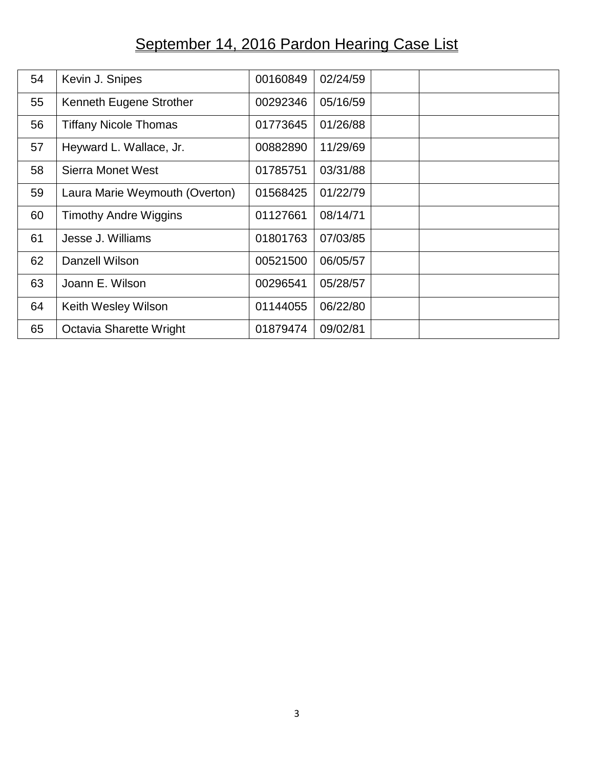# September 14, 2016 Pardon Hearing Case List

| | | | | | |
|---|---|---|---|---|---|
| 54 | Kevin J. Snipes | 00160849 | 02/24/59 | | |
| 55 | Kenneth Eugene Strother | 00292346 | 05/16/59 | | |
| 56 | Tiffany Nicole Thomas | 01773645 | 01/26/88 | | |
| 57 | Heyward L. Wallace, Jr. | 00882890 | 11/29/69 | | |
| 58 | Sierra Monet West | 01785751 | 03/31/88 | | |
| 59 | Laura Marie Weymouth (Overton) | 01568425 | 01/22/79 | | |
| 60 | Timothy Andre Wiggins | 01127661 | 08/14/71 | | |
| 61 | Jesse J. Williams | 01801763 | 07/03/85 | | |
| 62 | Danzell Wilson | 00521500 | 06/05/57 | | |
| 63 | Joann E. Wilson | 00296541 | 05/28/57 | | |
| 64 | Keith Wesley Wilson | 01144055 | 06/22/80 | | |
| 65 | Octavia Sharette Wright | 01879474 | 09/02/81 | | |